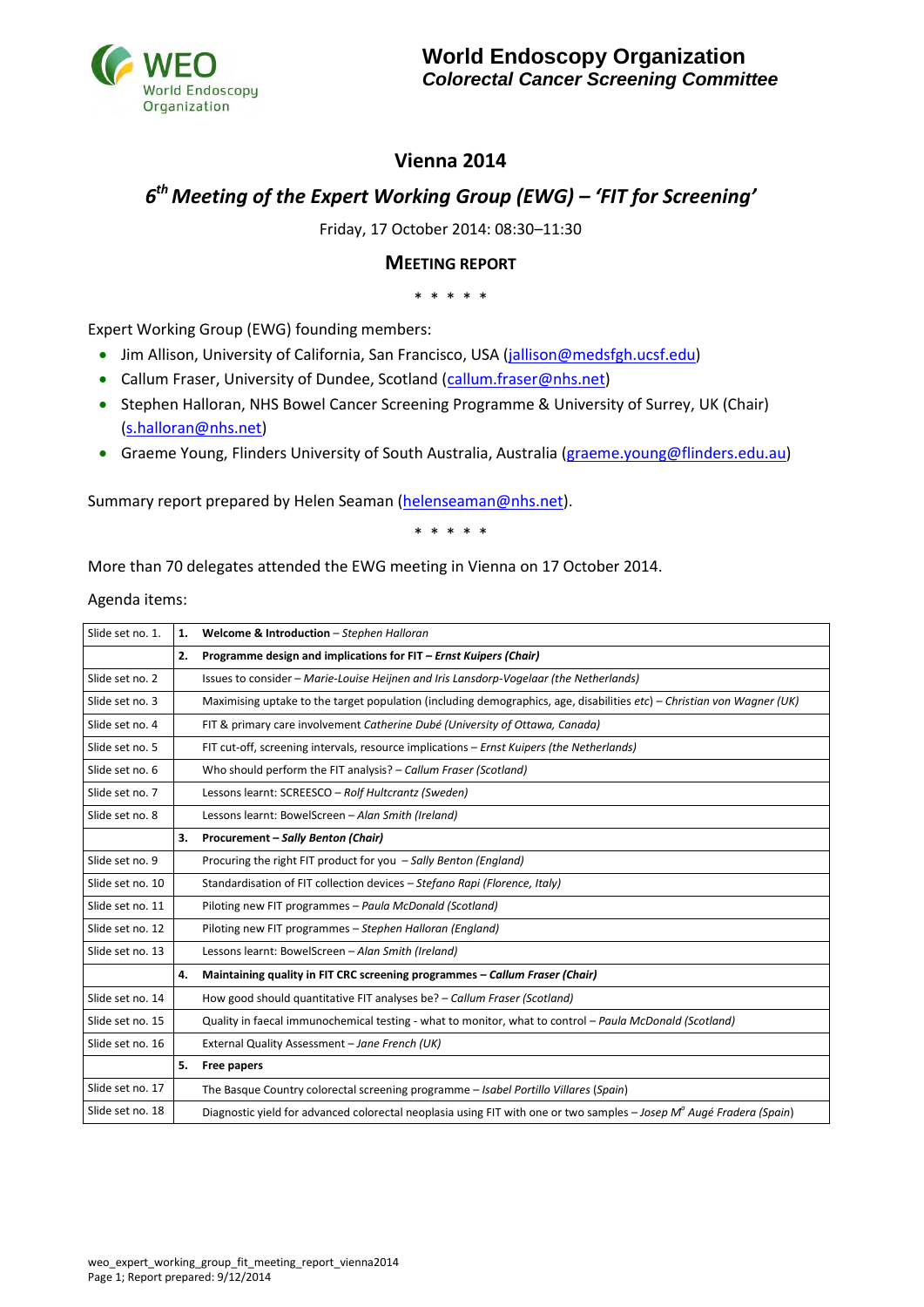# World Endoscopy Organization
## *Colorectal Cancer Screening Committee*

## Vienna 2014

## *6th Meeting of the Expert Working Group (EWG) – 'FIT for Screening'*

Friday, 17 October 2014: 08:30–11:30

### MEETING REPORT

\* \* \* \* \*

Expert Working Group (EWG) founding members:

- Jim Allison, University of California, San Francisco, USA (jallison@medsfgh.ucsf.edu)
- Callum Fraser, University of Dundee, Scotland (callum.fraser@nhs.net)
- Stephen Halloran, NHS Bowel Cancer Screening Programme & University of Surrey, UK (Chair) (s.halloran@nhs.net)
- Graeme Young, Flinders University of South Australia, Australia (graeme.young@flinders.edu.au)

Summary report prepared by Helen Seaman (helenseaman@nhs.net).

\* \* \* \* \*

More than 70 delegates attended the EWG meeting in Vienna on 17 October 2014.

Agenda items:

| | | |
|---|---|---|
| Slide set no. 1. | 1. | **Welcome & Introduction** – *Stephen Halloran* |
| | 2. | **Programme design and implications for FIT – *Ernst Kuipers (Chair)*** |
| Slide set no. 2 | | Issues to consider – *Marie-Louise Heijnen and Iris Lansdorp-Vogelaar (the Netherlands)* |
| Slide set no. 3 | | Maximising uptake to the target population (including demographics, age, disabilities etc) – *Christian von Wagner (UK)* |
| Slide set no. 4 | | FIT & primary care involvement *Catherine Dubé (University of Ottawa, Canada)* |
| Slide set no. 5 | | FIT cut-off, screening intervals, resource implications – *Ernst Kuipers (the Netherlands)* |
| Slide set no. 6 | | Who should perform the FIT analysis? – *Callum Fraser (Scotland)* |
| Slide set no. 7 | | Lessons learnt: SCREESCO – *Rolf Hultcrantz (Sweden)* |
| Slide set no. 8 | | Lessons learnt: BowelScreen – *Alan Smith (Ireland)* |
| | 3. | **Procurement – *Sally Benton (Chair)*** |
| Slide set no. 9 | | Procuring the right FIT product for you – *Sally Benton (England)* |
| Slide set no. 10 | | Standardisation of FIT collection devices – *Stefano Rapi (Florence, Italy)* |
| Slide set no. 11 | | Piloting new FIT programmes – *Paula McDonald (Scotland)* |
| Slide set no. 12 | | Piloting new FIT programmes – *Stephen Halloran (England)* |
| Slide set no. 13 | | Lessons learnt: BowelScreen – *Alan Smith (Ireland)* |
| | 4. | **Maintaining quality in FIT CRC screening programmes – *Callum Fraser (Chair)*** |
| Slide set no. 14 | | How good should quantitative FIT analyses be? – *Callum Fraser (Scotland)* |
| Slide set no. 15 | | Quality in faecal immunochemical testing - what to monitor, what to control – *Paula McDonald (Scotland)* |
| Slide set no. 16 | | External Quality Assessment – *Jane French (UK)* |
| | 5. | **Free papers** |
| Slide set no. 17 | | The Basque Country colorectal screening programme – *Isabel Portillo Villares* (Spain) |
| Slide set no. 18 | | Diagnostic yield for advanced colorectal neoplasia using FIT with one or two samples – *Josep Mª Augé Fradera (Spain)* |

weo_expert_working_group_fit_meeting_report_vienna2014
Report prepared: 9/12/2014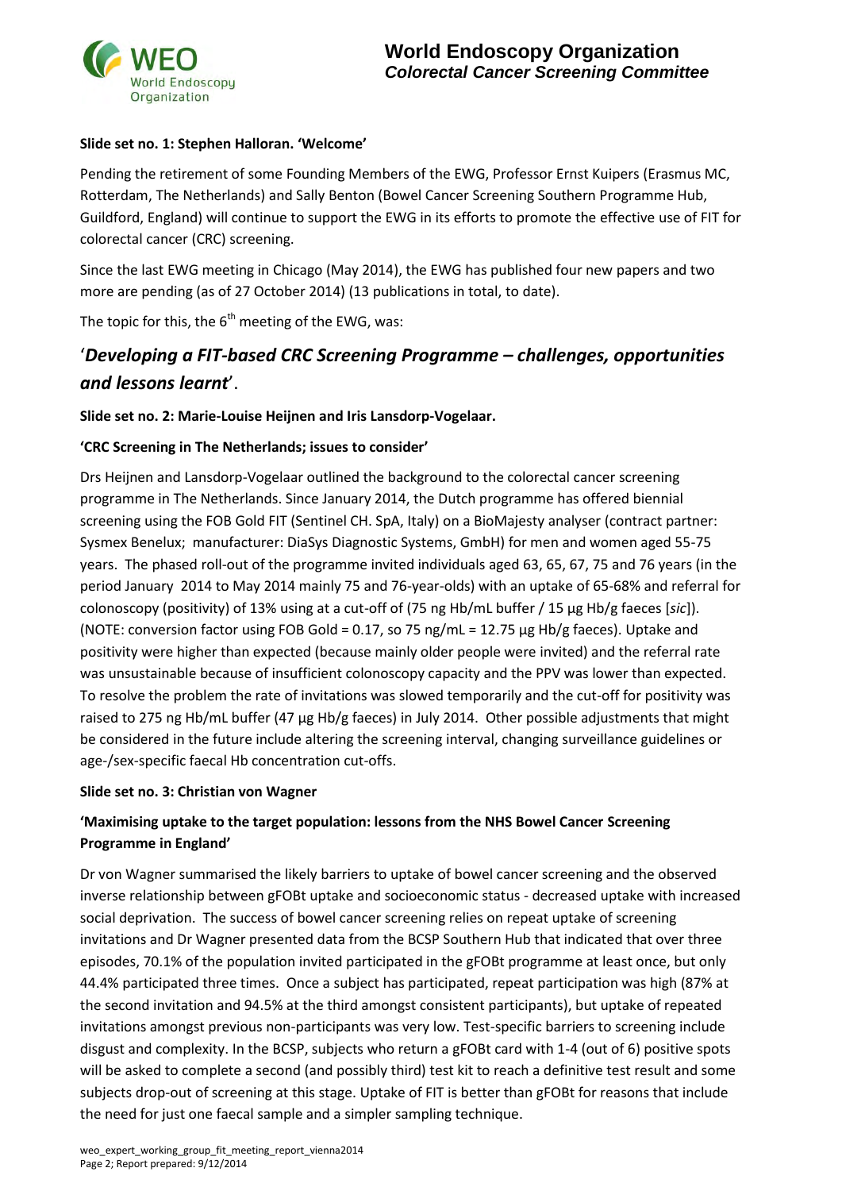**Slide set no. 1: Stephen Halloran. 'Welcome'**

Pending the retirement of some Founding Members of the EWG, Professor Ernst Kuipers (Erasmus MC, Rotterdam, The Netherlands) and Sally Benton (Bowel Cancer Screening Southern Programme Hub, Guildford, England) will continue to support the EWG in its efforts to promote the effective use of FIT for colorectal cancer (CRC) screening.

Since the last EWG meeting in Chicago (May 2014), the EWG has published four new papers and two more are pending (as of 27 October 2014) (13 publications in total, to date).

The topic for this, the 6th meeting of the EWG, was:

## '*Developing a FIT-based CRC Screening Programme – challenges, opportunities and lessons learnt*'.

**Slide set no. 2: Marie-Louise Heijnen and Iris Lansdorp-Vogelaar.**

**'CRC Screening in The Netherlands; issues to consider'**

Drs Heijnen and Lansdorp-Vogelaar outlined the background to the colorectal cancer screening programme in The Netherlands. Since January 2014, the Dutch programme has offered biennial screening using the FOB Gold FIT (Sentinel CH. SpA, Italy) on a BioMajesty analyser (contract partner: Sysmex Benelux; manufacturer: DiaSys Diagnostic Systems, GmbH) for men and women aged 55-75 years. The phased roll-out of the programme invited individuals aged 63, 65, 67, 75 and 76 years (in the period January 2014 to May 2014 mainly 75 and 76-year-olds) with an uptake of 65-68% and referral for colonoscopy (positivity) of 13% using at a cut-off of (75 ng Hb/mL buffer / 15 µg Hb/g faeces [*sic*]). (NOTE: conversion factor using FOB Gold = 0.17, so 75 ng/mL = 12.75 µg Hb/g faeces). Uptake and positivity were higher than expected (because mainly older people were invited) and the referral rate was unsustainable because of insufficient colonoscopy capacity and the PPV was lower than expected. To resolve the problem the rate of invitations was slowed temporarily and the cut-off for positivity was raised to 275 ng Hb/mL buffer (47 µg Hb/g faeces) in July 2014. Other possible adjustments that might be considered in the future include altering the screening interval, changing surveillance guidelines or age-/sex-specific faecal Hb concentration cut-offs.

**Slide set no. 3: Christian von Wagner**

**'Maximising uptake to the target population: lessons from the NHS Bowel Cancer Screening Programme in England'**

Dr von Wagner summarised the likely barriers to uptake of bowel cancer screening and the observed inverse relationship between gFOBt uptake and socioeconomic status - decreased uptake with increased social deprivation. The success of bowel cancer screening relies on repeat uptake of screening invitations and Dr Wagner presented data from the BCSP Southern Hub that indicated that over three episodes, 70.1% of the population invited participated in the gFOBt programme at least once, but only 44.4% participated three times. Once a subject has participated, repeat participation was high (87% at the second invitation and 94.5% at the third amongst consistent participants), but uptake of repeated invitations amongst previous non-participants was very low. Test-specific barriers to screening include disgust and complexity. In the BCSP, subjects who return a gFOBt card with 1-4 (out of 6) positive spots will be asked to complete a second (and possibly third) test kit to reach a definitive test result and some subjects drop-out of screening at this stage. Uptake of FIT is better than gFOBt for reasons that include the need for just one faecal sample and a simpler sampling technique.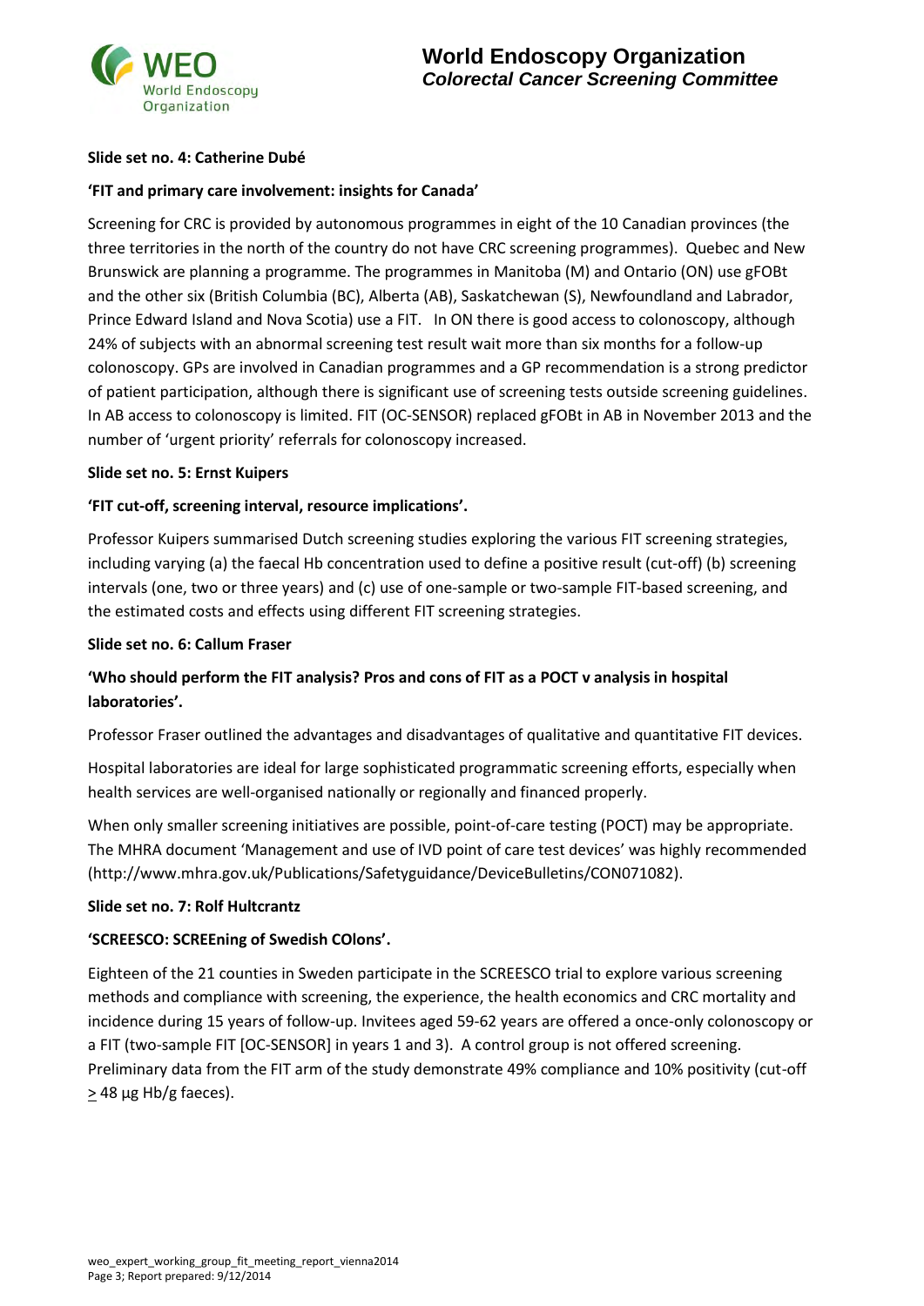**Slide set no. 4: Catherine Dubé**

**'FIT and primary care involvement: insights for Canada'**

Screening for CRC is provided by autonomous programmes in eight of the 10 Canadian provinces (the three territories in the north of the country do not have CRC screening programmes). Quebec and New Brunswick are planning a programme. The programmes in Manitoba (M) and Ontario (ON) use gFOBt and the other six (British Columbia (BC), Alberta (AB), Saskatchewan (S), Newfoundland and Labrador, Prince Edward Island and Nova Scotia) use a FIT. In ON there is good access to colonoscopy, although 24% of subjects with an abnormal screening test result wait more than six months for a follow-up colonoscopy. GPs are involved in Canadian programmes and a GP recommendation is a strong predictor of patient participation, although there is significant use of screening tests outside screening guidelines. In AB access to colonoscopy is limited. FIT (OC-SENSOR) replaced gFOBt in AB in November 2013 and the number of 'urgent priority' referrals for colonoscopy increased.

**Slide set no. 5: Ernst Kuipers**

**'FIT cut-off, screening interval, resource implications'.**

Professor Kuipers summarised Dutch screening studies exploring the various FIT screening strategies, including varying (a) the faecal Hb concentration used to define a positive result (cut-off) (b) screening intervals (one, two or three years) and (c) use of one-sample or two-sample FIT-based screening, and the estimated costs and effects using different FIT screening strategies.

**Slide set no. 6: Callum Fraser**

**'Who should perform the FIT analysis? Pros and cons of FIT as a POCT v analysis in hospital laboratories'.**

Professor Fraser outlined the advantages and disadvantages of qualitative and quantitative FIT devices.

Hospital laboratories are ideal for large sophisticated programmatic screening efforts, especially when health services are well-organised nationally or regionally and financed properly.

When only smaller screening initiatives are possible, point-of-care testing (POCT) may be appropriate. The MHRA document 'Management and use of IVD point of care test devices' was highly recommended (http://www.mhra.gov.uk/Publications/Safetyguidance/DeviceBulletins/CON071082).

**Slide set no. 7: Rolf Hultcrantz**

**'SCREESCO: SCREEning of Swedish COlons'.**

Eighteen of the 21 counties in Sweden participate in the SCREESCO trial to explore various screening methods and compliance with screening, the experience, the health economics and CRC mortality and incidence during 15 years of follow-up. Invitees aged 59-62 years are offered a once-only colonoscopy or a FIT (two-sample FIT [OC-SENSOR] in years 1 and 3). A control group is not offered screening. Preliminary data from the FIT arm of the study demonstrate 49% compliance and 10% positivity (cut-off ≥ 48 µg Hb/g faeces).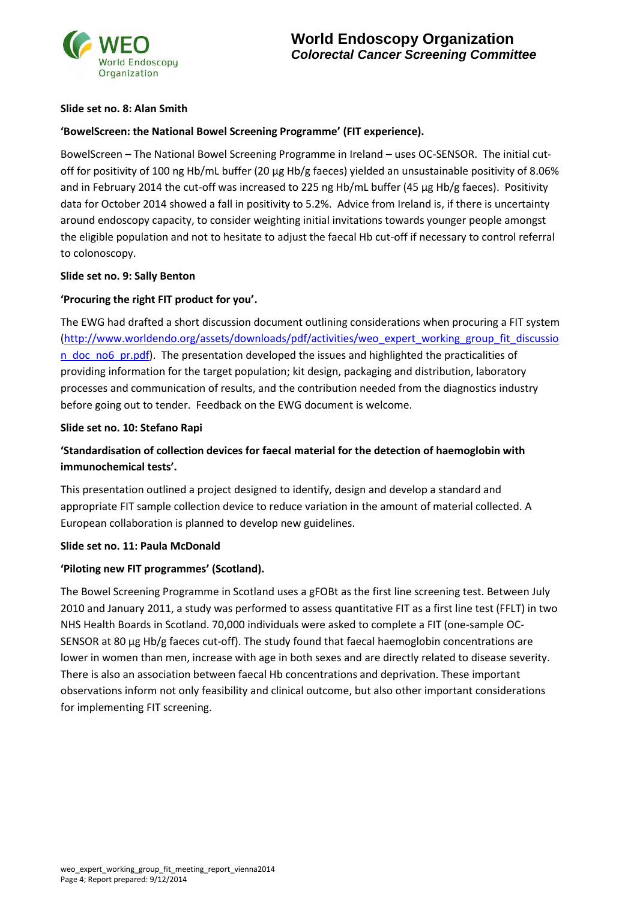**Slide set no. 8: Alan Smith**

**'BowelScreen: the National Bowel Screening Programme' (FIT experience).**

BowelScreen – The National Bowel Screening Programme in Ireland – uses OC-SENSOR. The initial cut-off for positivity of 100 ng Hb/mL buffer (20 µg Hb/g faeces) yielded an unsustainable positivity of 8.06% and in February 2014 the cut-off was increased to 225 ng Hb/mL buffer (45 µg Hb/g faeces). Positivity data for October 2014 showed a fall in positivity to 5.2%. Advice from Ireland is, if there is uncertainty around endoscopy capacity, to consider weighting initial invitations towards younger people amongst the eligible population and not to hesitate to adjust the faecal Hb cut-off if necessary to control referral to colonoscopy.

**Slide set no. 9: Sally Benton**

**'Procuring the right FIT product for you'.**

The EWG had drafted a short discussion document outlining considerations when procuring a FIT system (http://www.worldendo.org/assets/downloads/pdf/activities/weo_expert_working_group_fit_discussion_doc_no6_pr.pdf). The presentation developed the issues and highlighted the practicalities of providing information for the target population; kit design, packaging and distribution, laboratory processes and communication of results, and the contribution needed from the diagnostics industry before going out to tender. Feedback on the EWG document is welcome.

**Slide set no. 10: Stefano Rapi**

**'Standardisation of collection devices for faecal material for the detection of haemoglobin with immunochemical tests'.**

This presentation outlined a project designed to identify, design and develop a standard and appropriate FIT sample collection device to reduce variation in the amount of material collected. A European collaboration is planned to develop new guidelines.

**Slide set no. 11: Paula McDonald**

**'Piloting new FIT programmes' (Scotland).**

The Bowel Screening Programme in Scotland uses a gFOBt as the first line screening test. Between July 2010 and January 2011, a study was performed to assess quantitative FIT as a first line test (FFLT) in two NHS Health Boards in Scotland. 70,000 individuals were asked to complete a FIT (one-sample OC-SENSOR at 80 µg Hb/g faeces cut-off). The study found that faecal haemoglobin concentrations are lower in women than men, increase with age in both sexes and are directly related to disease severity. There is also an association between faecal Hb concentrations and deprivation. These important observations inform not only feasibility and clinical outcome, but also other important considerations for implementing FIT screening.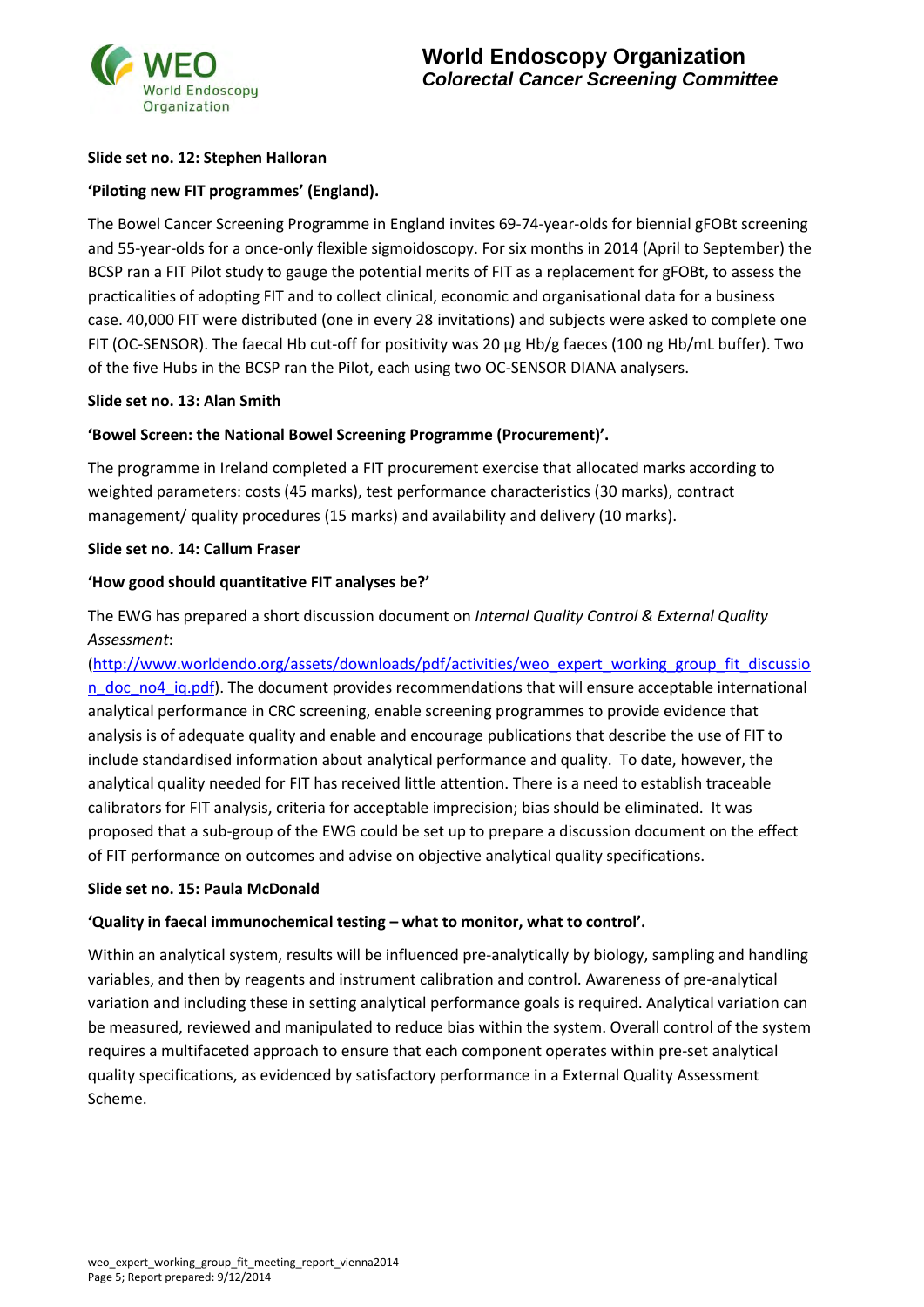**Slide set no. 12: Stephen Halloran**

**'Piloting new FIT programmes' (England).**

The Bowel Cancer Screening Programme in England invites 69-74-year-olds for biennial gFOBt screening and 55-year-olds for a once-only flexible sigmoidoscopy. For six months in 2014 (April to September) the BCSP ran a FIT Pilot study to gauge the potential merits of FIT as a replacement for gFOBt, to assess the practicalities of adopting FIT and to collect clinical, economic and organisational data for a business case. 40,000 FIT were distributed (one in every 28 invitations) and subjects were asked to complete one FIT (OC-SENSOR). The faecal Hb cut-off for positivity was 20 µg Hb/g faeces (100 ng Hb/mL buffer). Two of the five Hubs in the BCSP ran the Pilot, each using two OC-SENSOR DIANA analysers.

**Slide set no. 13: Alan Smith**

**'Bowel Screen: the National Bowel Screening Programme (Procurement)'.**

The programme in Ireland completed a FIT procurement exercise that allocated marks according to weighted parameters: costs (45 marks), test performance characteristics (30 marks), contract management/ quality procedures (15 marks) and availability and delivery (10 marks).

**Slide set no. 14: Callum Fraser**

**'How good should quantitative FIT analyses be?'**

The EWG has prepared a short discussion document on *Internal Quality Control & External Quality Assessment*: (http://www.worldendo.org/assets/downloads/pdf/activities/weo_expert_working_group_fit_discussion_doc_no4_iq.pdf). The document provides recommendations that will ensure acceptable international analytical performance in CRC screening, enable screening programmes to provide evidence that analysis is of adequate quality and enable and encourage publications that describe the use of FIT to include standardised information about analytical performance and quality. To date, however, the analytical quality needed for FIT has received little attention. There is a need to establish traceable calibrators for FIT analysis, criteria for acceptable imprecision; bias should be eliminated. It was proposed that a sub-group of the EWG could be set up to prepare a discussion document on the effect of FIT performance on outcomes and advise on objective analytical quality specifications.

**Slide set no. 15: Paula McDonald**

**'Quality in faecal immunochemical testing – what to monitor, what to control'.**

Within an analytical system, results will be influenced pre-analytically by biology, sampling and handling variables, and then by reagents and instrument calibration and control. Awareness of pre-analytical variation and including these in setting analytical performance goals is required. Analytical variation can be measured, reviewed and manipulated to reduce bias within the system. Overall control of the system requires a multifaceted approach to ensure that each component operates within pre-set analytical quality specifications, as evidenced by satisfactory performance in a External Quality Assessment Scheme.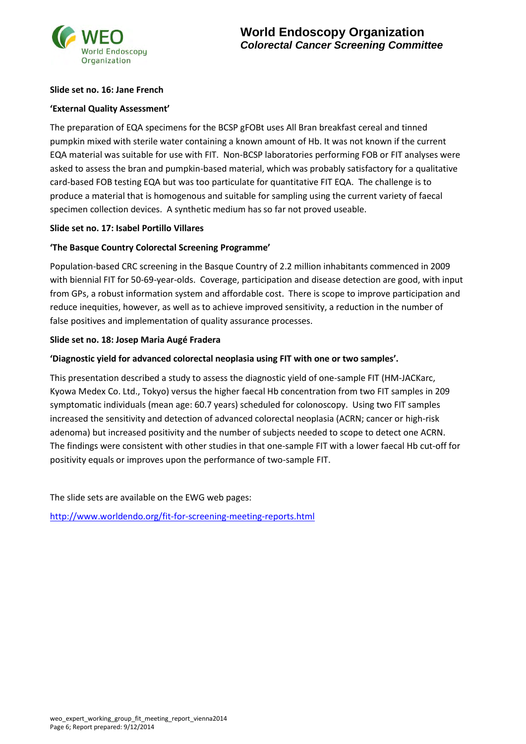**Slide set no. 16: Jane French**

**'External Quality Assessment'**

The preparation of EQA specimens for the BCSP gFOBt uses All Bran breakfast cereal and tinned pumpkin mixed with sterile water containing a known amount of Hb. It was not known if the current EQA material was suitable for use with FIT. Non-BCSP laboratories performing FOB or FIT analyses were asked to assess the bran and pumpkin-based material, which was probably satisfactory for a qualitative card-based FOB testing EQA but was too particulate for quantitative FIT EQA. The challenge is to produce a material that is homogenous and suitable for sampling using the current variety of faecal specimen collection devices. A synthetic medium has so far not proved useable.

**Slide set no. 17: Isabel Portillo Villares**

**'The Basque Country Colorectal Screening Programme'**

Population-based CRC screening in the Basque Country of 2.2 million inhabitants commenced in 2009 with biennial FIT for 50-69-year-olds. Coverage, participation and disease detection are good, with input from GPs, a robust information system and affordable cost. There is scope to improve participation and reduce inequities, however, as well as to achieve improved sensitivity, a reduction in the number of false positives and implementation of quality assurance processes.

**Slide set no. 18: Josep Maria Augé Fradera**

**'Diagnostic yield for advanced colorectal neoplasia using FIT with one or two samples'.**

This presentation described a study to assess the diagnostic yield of one-sample FIT (HM-JACKarc, Kyowa Medex Co. Ltd., Tokyo) versus the higher faecal Hb concentration from two FIT samples in 209 symptomatic individuals (mean age: 60.7 years) scheduled for colonoscopy. Using two FIT samples increased the sensitivity and detection of advanced colorectal neoplasia (ACRN; cancer or high-risk adenoma) but increased positivity and the number of subjects needed to scope to detect one ACRN. The findings were consistent with other studies in that one-sample FIT with a lower faecal Hb cut-off for positivity equals or improves upon the performance of two-sample FIT.

The slide sets are available on the EWG web pages:

http://www.worldendo.org/fit-for-screening-meeting-reports.html